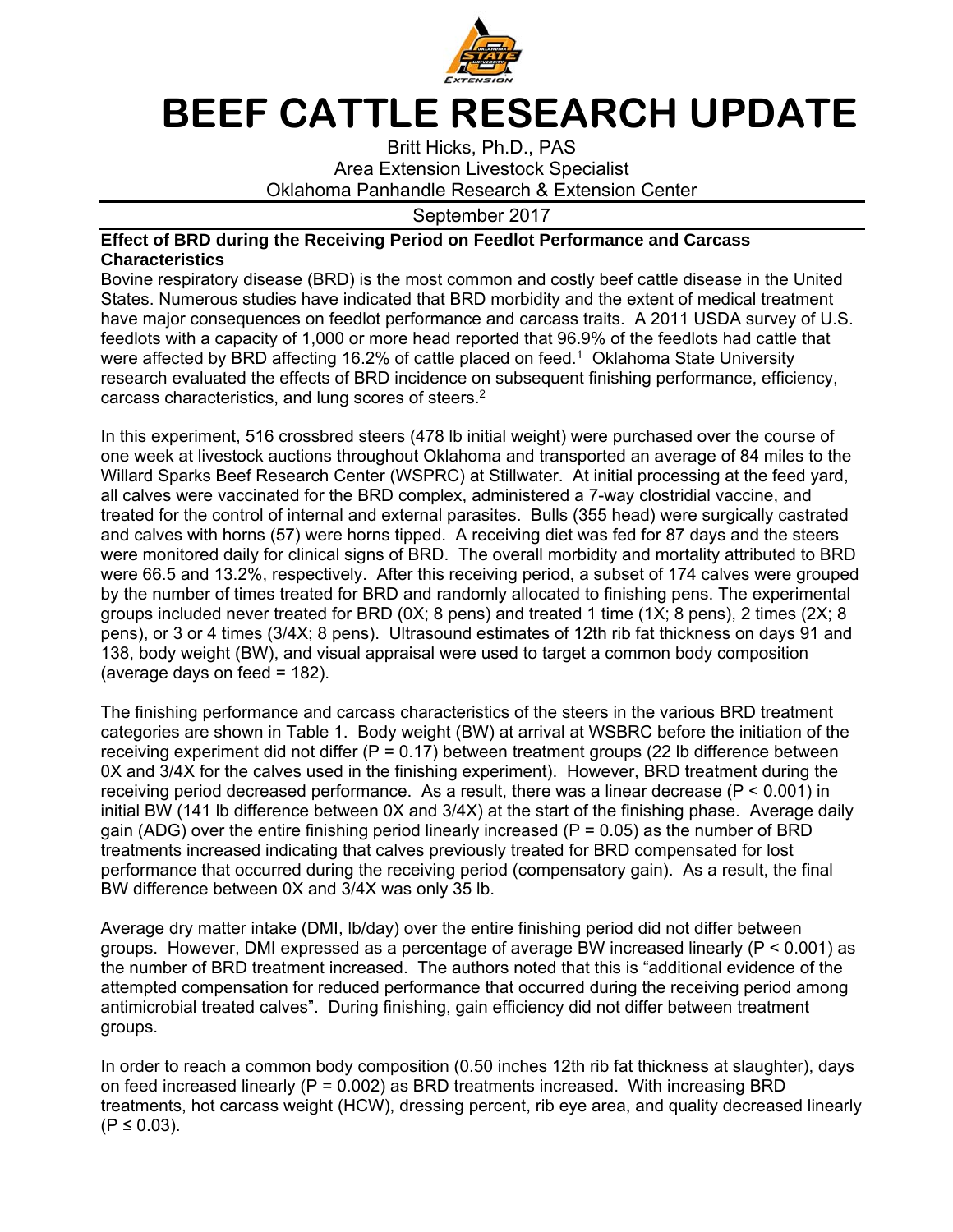# BEEF CATTLE RESEARCH UPDATE

Britt Hicks, Ph.D., PAS
Area Extension Livestock Specialist
Oklahoma Panhandle Research & Extension Center

September 2017

**Effect of BRD during the Receiving Period on Feedlot Performance and Carcass Characteristics**

Bovine respiratory disease (BRD) is the most common and costly beef cattle disease in the United States. Numerous studies have indicated that BRD morbidity and the extent of medical treatment have major consequences on feedlot performance and carcass traits. A 2011 USDA survey of U.S. feedlots with a capacity of 1,000 or more head reported that 96.9% of the feedlots had cattle that were affected by BRD affecting 16.2% of cattle placed on feed.[1] Oklahoma State University research evaluated the effects of BRD incidence on subsequent finishing performance, efficiency, carcass characteristics, and lung scores of steers.[2]

In this experiment, 516 crossbred steers (478 lb initial weight) were purchased over the course of one week at livestock auctions throughout Oklahoma and transported an average of 84 miles to the Willard Sparks Beef Research Center (WSPRC) at Stillwater. At initial processing at the feed yard, all calves were vaccinated for the BRD complex, administered a 7-way clostridial vaccine, and treated for the control of internal and external parasites. Bulls (355 head) were surgically castrated and calves with horns (57) were horns tipped. A receiving diet was fed for 87 days and the steers were monitored daily for clinical signs of BRD. The overall morbidity and mortality attributed to BRD were 66.5 and 13.2%, respectively. After this receiving period, a subset of 174 calves were grouped by the number of times treated for BRD and randomly allocated to finishing pens. The experimental groups included never treated for BRD (0X; 8 pens) and treated 1 time (1X; 8 pens), 2 times (2X; 8 pens), or 3 or 4 times (3/4X; 8 pens). Ultrasound estimates of 12th rib fat thickness on days 91 and 138, body weight (BW), and visual appraisal were used to target a common body composition (average days on feed = 182).

The finishing performance and carcass characteristics of the steers in the various BRD treatment categories are shown in Table 1. Body weight (BW) at arrival at WSBRC before the initiation of the receiving experiment did not differ (P = 0.17) between treatment groups (22 lb difference between 0X and 3/4X for the calves used in the finishing experiment). However, BRD treatment during the receiving period decreased performance. As a result, there was a linear decrease (P < 0.001) in initial BW (141 lb difference between 0X and 3/4X) at the start of the finishing phase. Average daily gain (ADG) over the entire finishing period linearly increased (P = 0.05) as the number of BRD treatments increased indicating that calves previously treated for BRD compensated for lost performance that occurred during the receiving period (compensatory gain). As a result, the final BW difference between 0X and 3/4X was only 35 lb.

Average dry matter intake (DMI, lb/day) over the entire finishing period did not differ between groups. However, DMI expressed as a percentage of average BW increased linearly (P < 0.001) as the number of BRD treatment increased. The authors noted that this is "additional evidence of the attempted compensation for reduced performance that occurred during the receiving period among antimicrobial treated calves". During finishing, gain efficiency did not differ between treatment groups.

In order to reach a common body composition (0.50 inches 12th rib fat thickness at slaughter), days on feed increased linearly (P = 0.002) as BRD treatments increased. With increasing BRD treatments, hot carcass weight (HCW), dressing percent, rib eye area, and quality decreased linearly (P ≤ 0.03).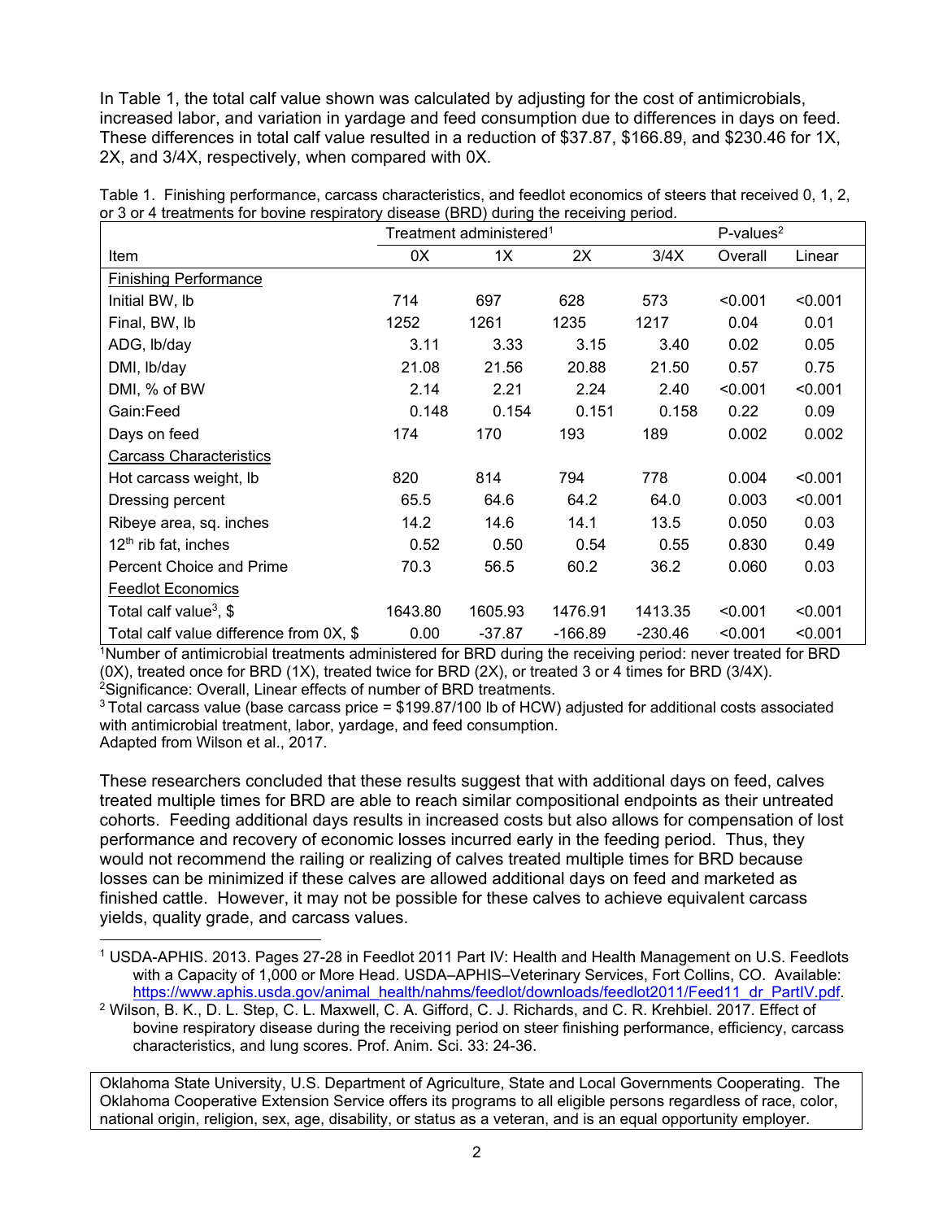In Table 1, the total calf value shown was calculated by adjusting for the cost of antimicrobials, increased labor, and variation in yardage and feed consumption due to differences in days on feed. These differences in total calf value resulted in a reduction of $37.87, $166.89, and $230.46 for 1X, 2X, and 3/4X, respectively, when compared with 0X.

Table 1. Finishing performance, carcass characteristics, and feedlot economics of steers that received 0, 1, 2, or 3 or 4 treatments for bovine respiratory disease (BRD) during the receiving period.

| | Treatment administered[1] | | | | P-values[2] | |
|---|---|---|---|---|---|---|
| Item | 0X | 1X | 2X | 3/4X | Overall | Linear |
| Finishing Performance | | | | | | |
| Initial BW, lb | 714 | 697 | 628 | 573 | <0.001 | <0.001 |
| Final, BW, lb | 1252 | 1261 | 1235 | 1217 | 0.04 | 0.01 |
| ADG, lb/day | 3.11 | 3.33 | 3.15 | 3.40 | 0.02 | 0.05 |
| DMI, lb/day | 21.08 | 21.56 | 20.88 | 21.50 | 0.57 | 0.75 |
| DMI, % of BW | 2.14 | 2.21 | 2.24 | 2.40 | <0.001 | <0.001 |
| Gain:Feed | 0.148 | 0.154 | 0.151 | 0.158 | 0.22 | 0.09 |
| Days on feed | 174 | 170 | 193 | 189 | 0.002 | 0.002 |
| Carcass Characteristics | | | | | | |
| Hot carcass weight, lb | 820 | 814 | 794 | 778 | 0.004 | <0.001 |
| Dressing percent | 65.5 | 64.6 | 64.2 | 64.0 | 0.003 | <0.001 |
| Ribeye area, sq. inches | 14.2 | 14.6 | 14.1 | 13.5 | 0.050 | 0.03 |
| 12th rib fat, inches | 0.52 | 0.50 | 0.54 | 0.55 | 0.830 | 0.49 |
| Percent Choice and Prime | 70.3 | 56.5 | 60.2 | 36.2 | 0.060 | 0.03 |
| Feedlot Economics | | | | | | |
| Total calf value[3], $ | 1643.80 | 1605.93 | 1476.91 | 1413.35 | <0.001 | <0.001 |
| Total calf value difference from 0X, $ | 0.00 | -37.87 | -166.89 | -230.46 | <0.001 | <0.001 |

[1]Number of antimicrobial treatments administered for BRD during the receiving period: never treated for BRD (0X), treated once for BRD (1X), treated twice for BRD (2X), or treated 3 or 4 times for BRD (3/4X).
[2]Significance: Overall, Linear effects of number of BRD treatments.
[3]Total carcass value (base carcass price = $199.87/100 lb of HCW) adjusted for additional costs associated with antimicrobial treatment, labor, yardage, and feed consumption.
Adapted from Wilson et al., 2017.

These researchers concluded that these results suggest that with additional days on feed, calves treated multiple times for BRD are able to reach similar compositional endpoints as their untreated cohorts. Feeding additional days results in increased costs but also allows for compensation of lost performance and recovery of economic losses incurred early in the feeding period. Thus, they would not recommend the railing or realizing of calves treated multiple times for BRD because losses can be minimized if these calves are allowed additional days on feed and marketed as finished cattle. However, it may not be possible for these calves to achieve equivalent carcass yields, quality grade, and carcass values.

---

[1] USDA-APHIS. 2013. Pages 27-28 in Feedlot 2011 Part IV: Health and Health Management on U.S. Feedlots with a Capacity of 1,000 or More Head. USDA–APHIS–Veterinary Services, Fort Collins, CO. Available: https://www.aphis.usda.gov/animal_health/nahms/feedlot/downloads/feedlot2011/Feed11_dr_PartIV.pdf.

[2] Wilson, B. K., D. L. Step, C. L. Maxwell, C. A. Gifford, C. J. Richards, and C. R. Krehbiel. 2017. Effect of bovine respiratory disease during the receiving period on steer finishing performance, efficiency, carcass characteristics, and lung scores. Prof. Anim. Sci. 33: 24-36.

Oklahoma State University, U.S. Department of Agriculture, State and Local Governments Cooperating. The Oklahoma Cooperative Extension Service offers its programs to all eligible persons regardless of race, color, national origin, religion, sex, age, disability, or status as a veteran, and is an equal opportunity employer.